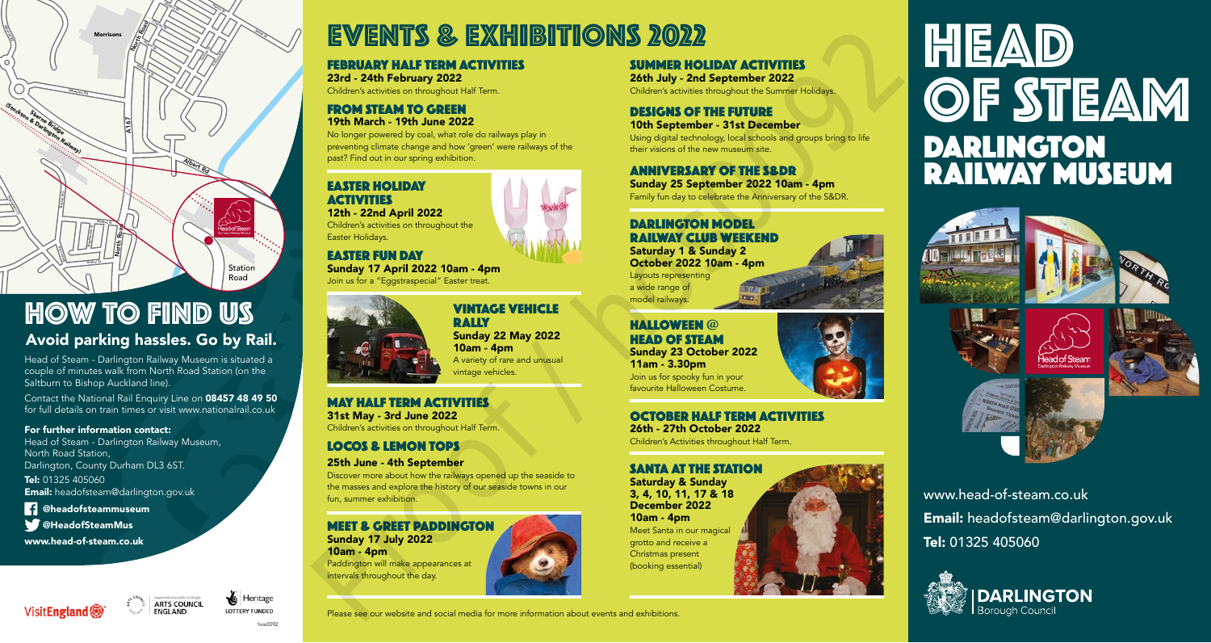# HOW TO FIND US

## Avoid parking hassles. Go by Rail.

Head of Steam - Darlington Railway Museum is situated a couple of minutes walk from North Road Station (on the Saltburn to Bishop Auckland line).

Contact the National Rail Enquiry Line on **08457 48 49 50** for full details on train times or visit www.nationalrail.co.uk

**For further information contact:**

Head of Steam - Darlington Railway Museum,
North Road Station,
Darlington, County Durham DL3 6ST.

**Tel:** 01325 405060

**Email:** headofsteam@darlington.gov.uk

@headofsteammuseum

@HeadofSteamMus

**www.head-of-steam.co.uk**

hos0092

# EVENTS & EXHIBITIONS 2022

### FEBRUARY HALF TERM ACTIVITIES
**23rd - 24th February 2022**
Children's activities on throughout Half Term.

### FROM STEAM TO GREEN
**19th March - 19th June 2022**
No longer powered by coal, what role do railways play in preventing climate change and how 'green' were railways of the past? Find out in our spring exhibition.

### EASTER HOLIDAY ACTIVITIES
**12th - 22nd April 2022**
Children's activities on throughout the Easter Holidays.

### EASTER FUN DAY
**Sunday 17 April 2022 10am - 4pm**
Join us for a "Eggstraspecial" Easter treat.

### VINTAGE VEHICLE RALLY
**Sunday 22 May 2022 10am - 4pm**
A variety of rare and unusual vintage vehicles.

### MAY HALF TERM ACTIVITIES
**31st May - 3rd June 2022**
Children's activities on throughout Half Term.

### LOCOS & LEMON TOPS
**25th June - 4th September**
Discover more about how the railways opened up the seaside to the masses and explore the history of our seaside towns in our fun, summer exhibition.

### MEET & GREET PADDINGTON
**Sunday 17 July 2022 10am - 4pm**
Paddington will make appearances at intervals throughout the day.

### SUMMER HOLIDAY ACTIVITIES
**26th July - 2nd September 2022**
Children's activities throughout the Summer Holidays.

### DESIGNS OF THE FUTURE
**10th September - 31st December**
Using digital technology, local schools and groups bring to life their visions of the new museum site.

### ANNIVERSARY OF THE S&DR
**Sunday 25 September 2022 10am - 4pm**
Family fun day to celebrate the Anniversary of the S&DR.

### DARLINGTON MODEL RAILWAY CLUB WEEKEND
**Saturday 1 & Sunday 2 October 2022 10am - 4pm**
Layouts representing a wide range of model railways.

### HALLOWEEN @ HEAD OF STEAM
**Sunday 23 October 2022 11am - 3.30pm**
Join us for spooky fun in your favourite Halloween Costume.

### OCTOBER HALF TERM ACTIVITIES
**26th - 27th October 2022**
Children's Activities throughout Half Term.

### SANTA AT THE STATION
**Saturday & Sunday 3, 4, 10, 11, 17 & 18 December 2022 10am - 4pm**
Meet Santa in our magical grotto and receive a Christmas present (booking essential)

Please see our website and social media for more information about events and exhibitions.

# HEAD OF STEAM
# DARLINGTON RAILWAY MUSEUM

www.head-of-steam.co.uk

**Email:** headofsteam@darlington.gov.uk

**Tel:** 01325 405060

DARLINGTON Borough Council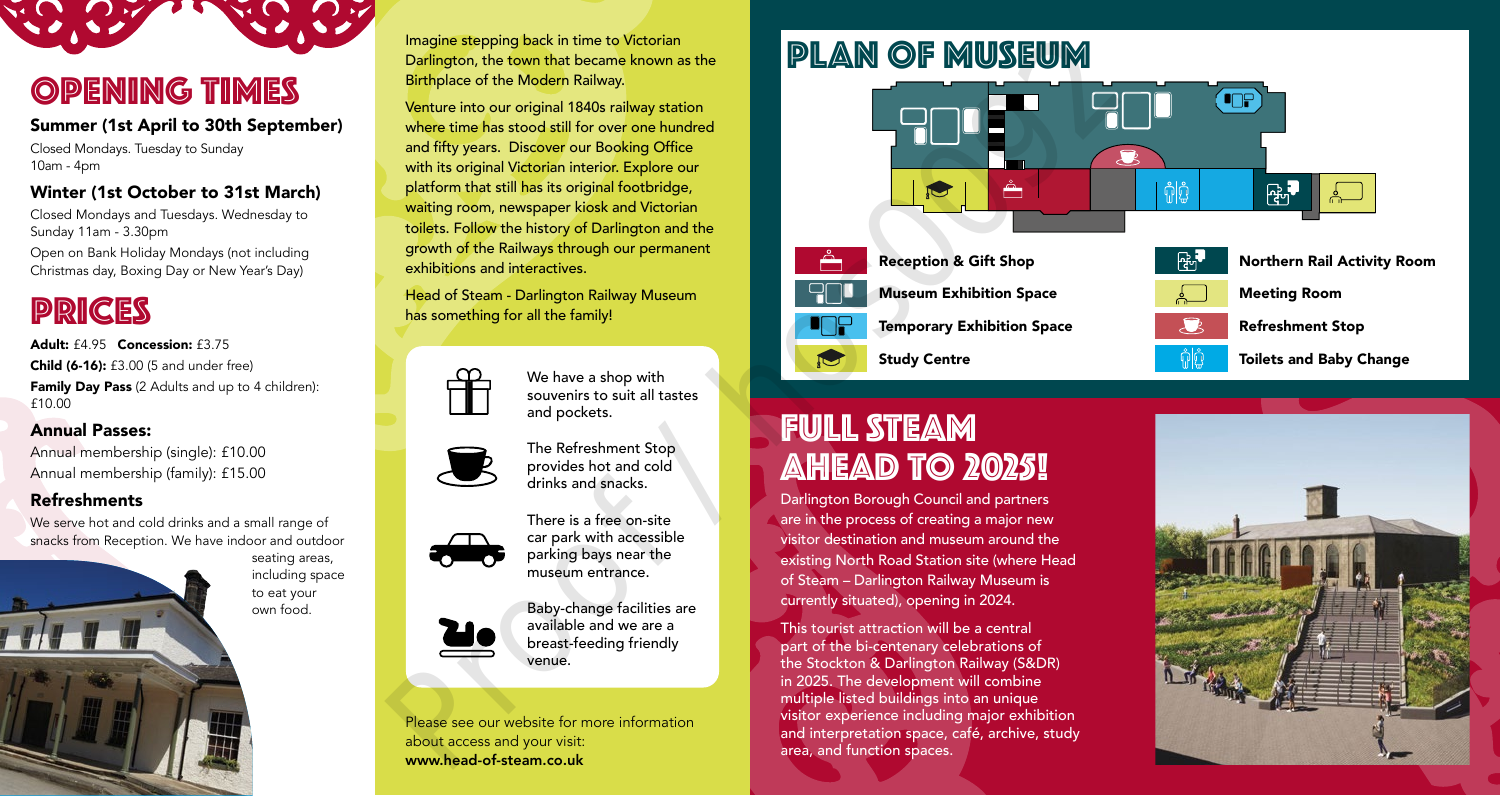# OPENING TIMES

### Summer (1st April to 30th September)

Closed Mondays. Tuesday to Sunday
10am - 4pm

### Winter (1st October to 31st March)

Closed Mondays and Tuesdays. Wednesday to Sunday 11am - 3.30pm

Open on Bank Holiday Mondays (not including Christmas day, Boxing Day or New Year's Day)

# PRICES

**Adult:** £4.95 **Concession:** £3.75
**Child (6-16):** £3.00 (5 and under free)
**Family Day Pass** (2 Adults and up to 4 children): £10.00

### Annual Passes:

Annual membership (single): £10.00
Annual membership (family): £15.00

### Refreshments

We serve hot and cold drinks and a small range of snacks from Reception. We have indoor and outdoor seating areas, including space to eat your own food.

Imagine stepping back in time to Victorian Darlington, the town that became known as the Birthplace of the Modern Railway.

Venture into our original 1840s railway station where time has stood still for over one hundred and fifty years. Discover our Booking Office with its original Victorian interior. Explore our platform that still has its original footbridge, waiting room, newspaper kiosk and Victorian toilets. Follow the history of Darlington and the growth of the Railways through our permanent exhibitions and interactives.

Head of Steam - Darlington Railway Museum has something for all the family!

We have a shop with souvenirs to suit all tastes and pockets.

The Refreshment Stop provides hot and cold drinks and snacks.

There is a free on-site car park with accessible parking bays near the museum entrance.

Baby-change facilities are available and we are a breast-feeding friendly venue.

Please see our website for more information about access and your visit:
**www.head-of-steam.co.uk**

# PLAN OF MUSEUM

- Reception & Gift Shop
- Museum Exhibition Space
- Temporary Exhibition Space
- Study Centre
- Northern Rail Activity Room
- Meeting Room
- Refreshment Stop
- Toilets and Baby Change

# FULL STEAM AHEAD TO 2025!

Darlington Borough Council and partners are in the process of creating a major new visitor destination and museum around the existing North Road Station site (where Head of Steam – Darlington Railway Museum is currently situated), opening in 2024.

This tourist attraction will be a central part of the bi-centenary celebrations of the Stockton & Darlington Railway (S&DR) in 2025. The development will combine multiple listed buildings into an unique visitor experience including major exhibition and interpretation space, café, archive, study area, and function spaces.